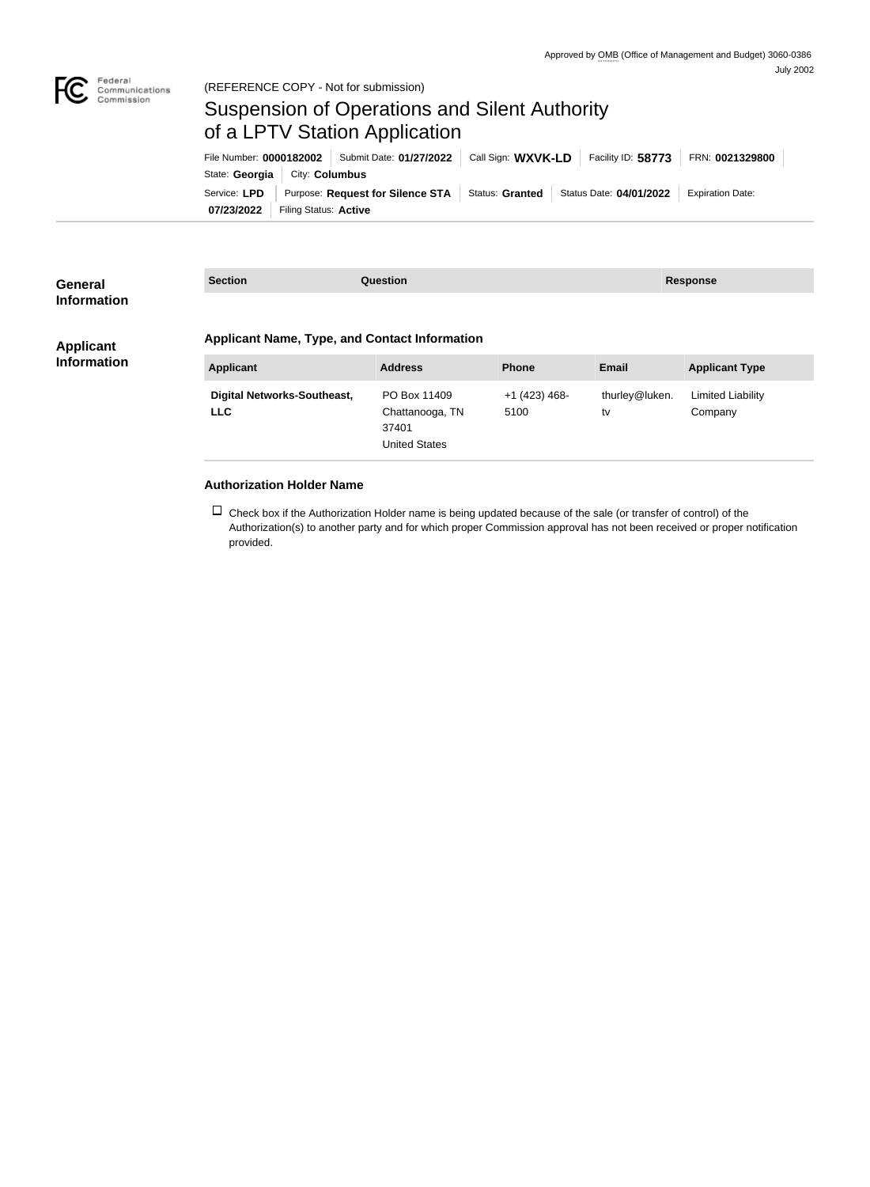Approved by OMB (Office of Management and Budget) 3060-0386
July 2002

Federal Communications Commission

(REFERENCE COPY - Not for submission)

# Suspension of Operations and Silent Authority of a LPTV Station Application

File Number: **0000182002** | Submit Date: **01/27/2022** | Call Sign: **WXVK-LD** | Facility ID: **58773** | FRN: **0021329800** | State: **Georgia** | City: **Columbus** | Service: **LPD** | Purpose: **Request for Silence STA** | Status: **Granted** | Status Date: **04/01/2022** | Expiration Date: **07/23/2022** | Filing Status: **Active**

## General Information

| Section | Question | Response |
| --- | --- | --- |

## Applicant Information

### Applicant Name, Type, and Contact Information

| Applicant | Address | Phone | Email | Applicant Type |
| --- | --- | --- | --- | --- |
| **Digital Networks-Southeast, LLC** | PO Box 11409<br>Chattanooga, TN 37401<br>United States | +1 (423) 468-5100 | thurley@luken.tv | Limited Liability Company |

### Authorization Holder Name

☐ Check box if the Authorization Holder name is being updated because of the sale (or transfer of control) of the Authorization(s) to another party and for which proper Commission approval has not been received or proper notification provided.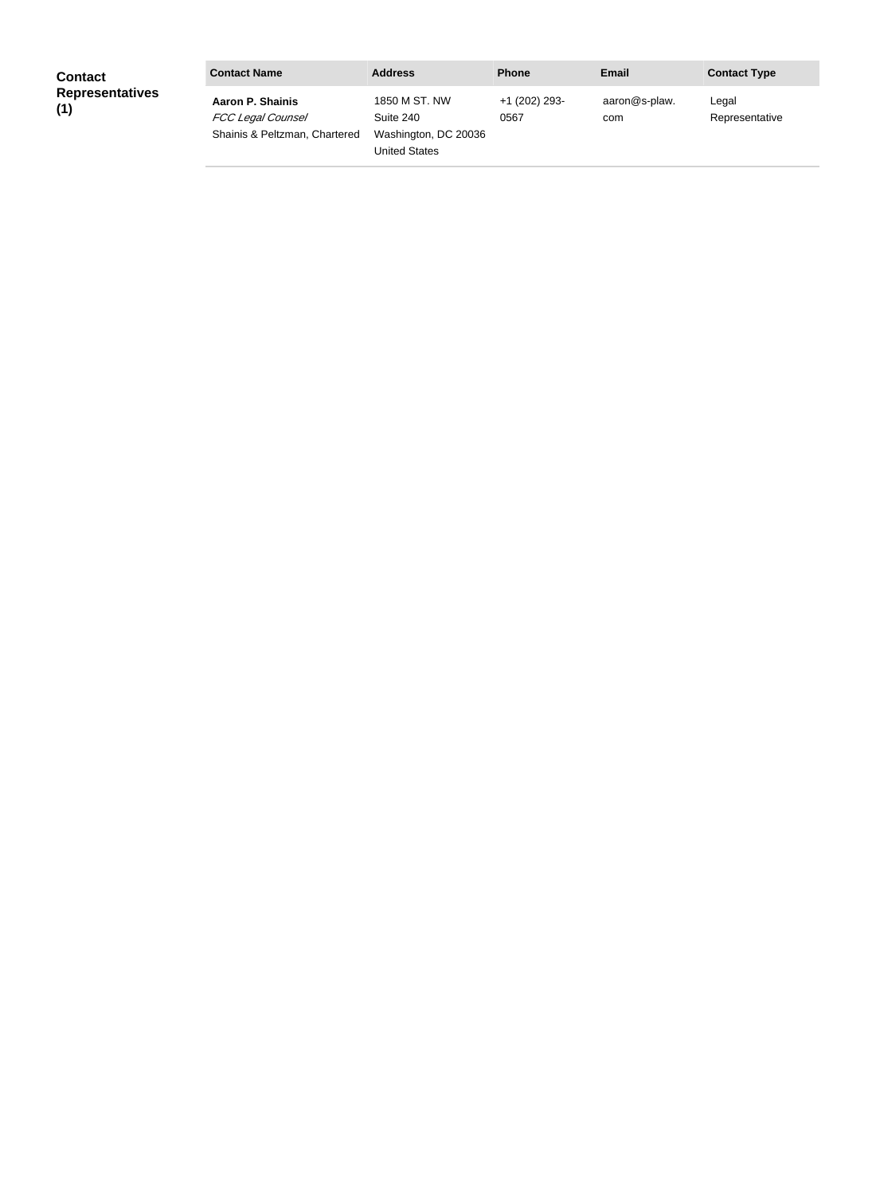**Contact Representatives (1)**

| Contact Name | Address | Phone | Email | Contact Type |
|---|---|---|---|---|
| **Aaron P. Shainis**<br>*FCC Legal Counsel*<br>Shainis & Peltzman, Chartered | 1850 M ST. NW<br>Suite 240<br>Washington, DC 20036<br>United States | +1 (202) 293-0567 | aaron@s-plaw.com | Legal Representative |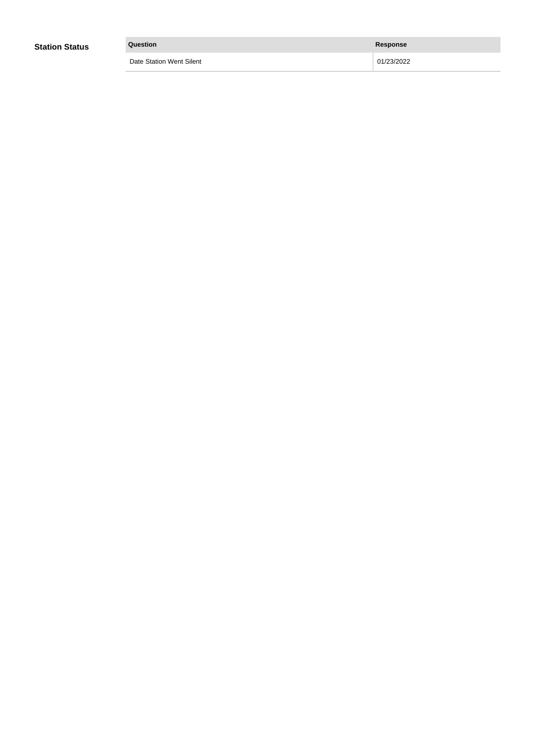## Station Status

| Question | Response |
|---|---|
| Date Station Went Silent | 01/23/2022 |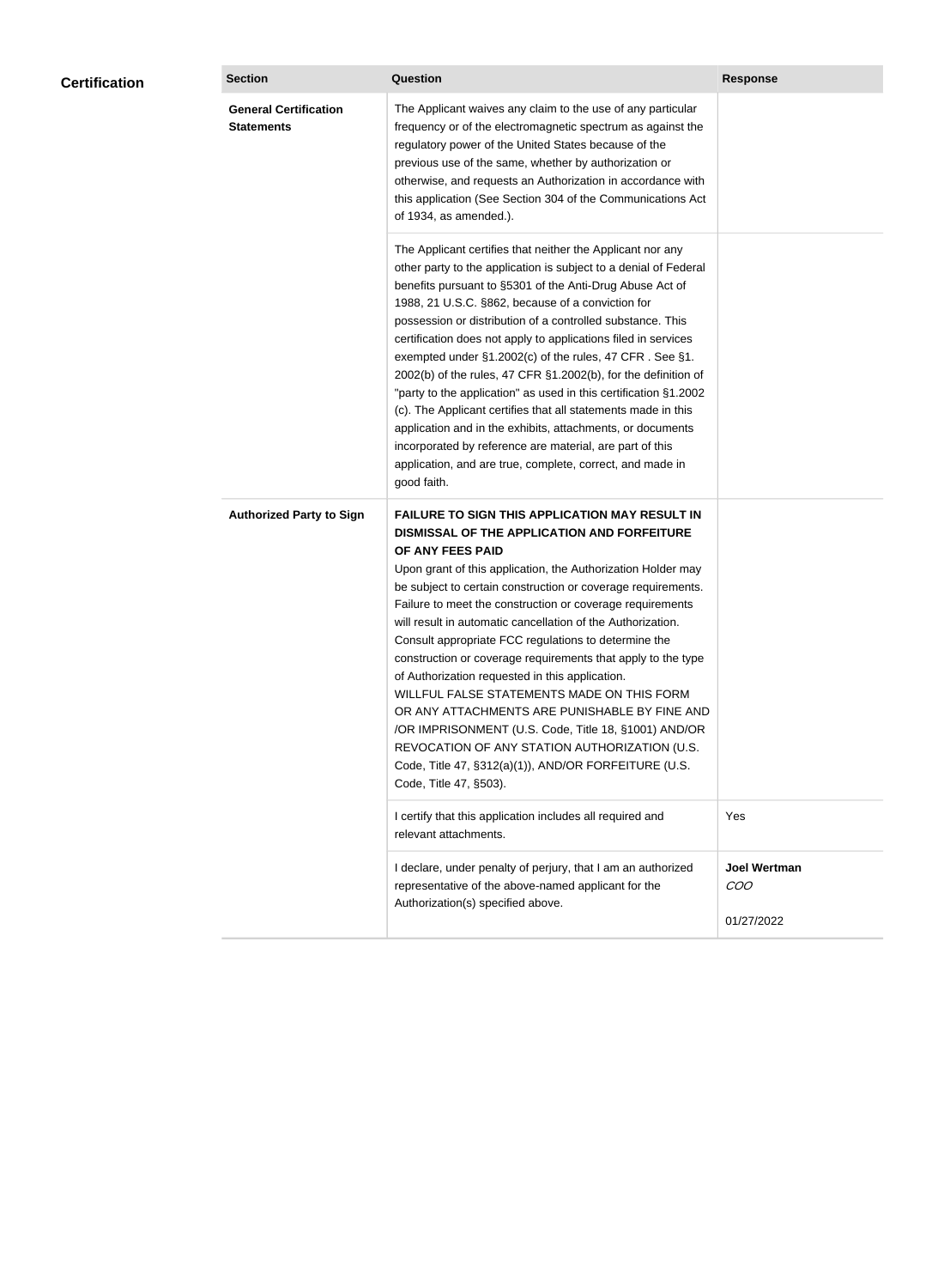## Certification

| Section | Question | Response |
|---|---|---|
| **General Certification Statements** | The Applicant waives any claim to the use of any particular frequency or of the electromagnetic spectrum as against the regulatory power of the United States because of the previous use of the same, whether by authorization or otherwise, and requests an Authorization in accordance with this application (See Section 304 of the Communications Act of 1934, as amended.). | |
| | The Applicant certifies that neither the Applicant nor any other party to the application is subject to a denial of Federal benefits pursuant to §5301 of the Anti-Drug Abuse Act of 1988, 21 U.S.C. §862, because of a conviction for possession or distribution of a controlled substance. This certification does not apply to applications filed in services exempted under §1.2002(c) of the rules, 47 CFR . See §1. 2002(b) of the rules, 47 CFR §1.2002(b), for the definition of "party to the application" as used in this certification §1.2002 (c). The Applicant certifies that all statements made in this application and in the exhibits, attachments, or documents incorporated by reference are material, are part of this application, and are true, complete, correct, and made in good faith. | |
| **Authorized Party to Sign** | **FAILURE TO SIGN THIS APPLICATION MAY RESULT IN DISMISSAL OF THE APPLICATION AND FORFEITURE OF ANY FEES PAID** Upon grant of this application, the Authorization Holder may be subject to certain construction or coverage requirements. Failure to meet the construction or coverage requirements will result in automatic cancellation of the Authorization. Consult appropriate FCC regulations to determine the construction or coverage requirements that apply to the type of Authorization requested in this application. WILLFUL FALSE STATEMENTS MADE ON THIS FORM OR ANY ATTACHMENTS ARE PUNISHABLE BY FINE AND /OR IMPRISONMENT (U.S. Code, Title 18, §1001) AND/OR REVOCATION OF ANY STATION AUTHORIZATION (U.S. Code, Title 47, §312(a)(1)), AND/OR FORFEITURE (U.S. Code, Title 47, §503). | |
| | I certify that this application includes all required and relevant attachments. | Yes |
| | I declare, under penalty of perjury, that I am an authorized representative of the above-named applicant for the Authorization(s) specified above. | **Joel Wertman** *COO* 01/27/2022 |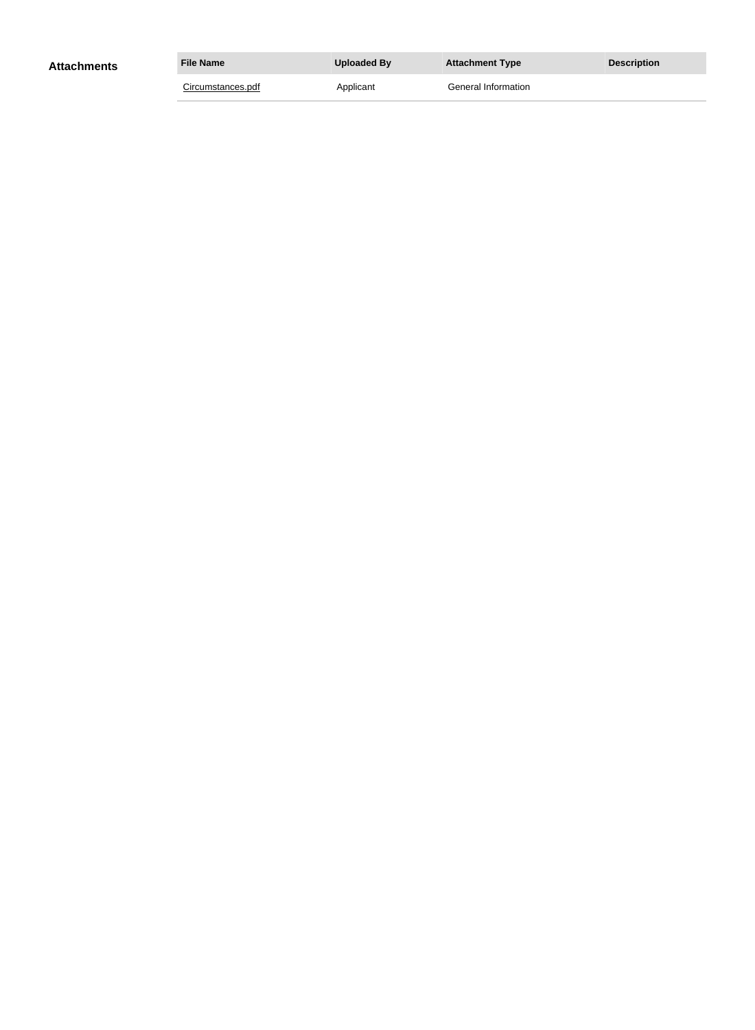## Attachments

| File Name | Uploaded By | Attachment Type | Description |
|---|---|---|---|
| Circumstances.pdf | Applicant | General Information | |